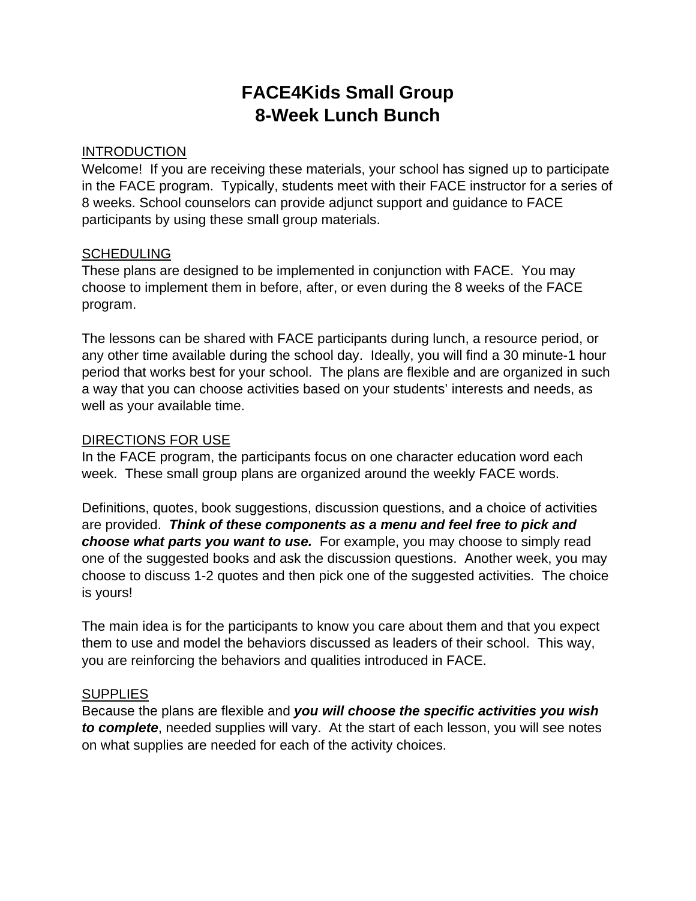# FACE4Kids Small Group
# 8-Week Lunch Bunch

<u>INTRODUCTION</u>

Welcome! If you are receiving these materials, your school has signed up to participate in the FACE program. Typically, students meet with their FACE instructor for a series of 8 weeks. School counselors can provide adjunct support and guidance to FACE participants by using these small group materials.

<u>SCHEDULING</u>

These plans are designed to be implemented in conjunction with FACE. You may choose to implement them in before, after, or even during the 8 weeks of the FACE program.

The lessons can be shared with FACE participants during lunch, a resource period, or any other time available during the school day. Ideally, you will find a 30 minute-1 hour period that works best for your school. The plans are flexible and are organized in such a way that you can choose activities based on your students' interests and needs, as well as your available time.

<u>DIRECTIONS FOR USE</u>

In the FACE program, the participants focus on one character education word each week. These small group plans are organized around the weekly FACE words.

Definitions, quotes, book suggestions, discussion questions, and a choice of activities are provided. ***Think of these components as a menu and feel free to pick and choose what parts you want to use.*** For example, you may choose to simply read one of the suggested books and ask the discussion questions. Another week, you may choose to discuss 1-2 quotes and then pick one of the suggested activities. The choice is yours!

The main idea is for the participants to know you care about them and that you expect them to use and model the behaviors discussed as leaders of their school. This way, you are reinforcing the behaviors and qualities introduced in FACE.

<u>SUPPLIES</u>

Because the plans are flexible and ***you will choose the specific activities you wish to complete***, needed supplies will vary. At the start of each lesson, you will see notes on what supplies are needed for each of the activity choices.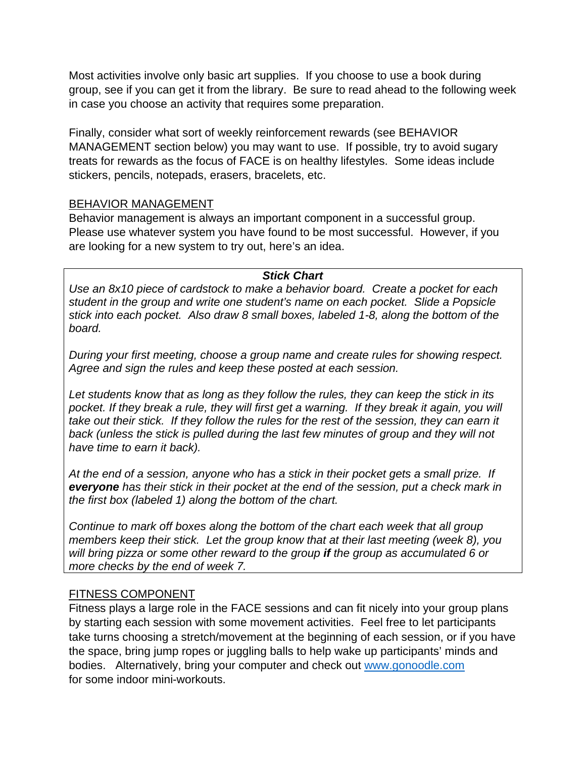Most activities involve only basic art supplies. If you choose to use a book during group, see if you can get it from the library. Be sure to read ahead to the following week in case you choose an activity that requires some preparation.

Finally, consider what sort of weekly reinforcement rewards (see BEHAVIOR MANAGEMENT section below) you may want to use. If possible, try to avoid sugary treats for rewards as the focus of FACE is on healthy lifestyles. Some ideas include stickers, pencils, notepads, erasers, bracelets, etc.

## BEHAVIOR MANAGEMENT

Behavior management is always an important component in a successful group. Please use whatever system you have found to be most successful. However, if you are looking for a new system to try out, here's an idea.

> ***Stick Chart***
>
> *Use an 8x10 piece of cardstock to make a behavior board. Create a pocket for each student in the group and write one student's name on each pocket. Slide a Popsicle stick into each pocket. Also draw 8 small boxes, labeled 1-8, along the bottom of the board.*
>
> *During your first meeting, choose a group name and create rules for showing respect. Agree and sign the rules and keep these posted at each session.*
>
> *Let students know that as long as they follow the rules, they can keep the stick in its pocket. If they break a rule, they will first get a warning. If they break it again, you will take out their stick. If they follow the rules for the rest of the session, they can earn it back (unless the stick is pulled during the last few minutes of group and they will not have time to earn it back).*
>
> *At the end of a session, anyone who has a stick in their pocket gets a small prize. If* ***everyone*** *has their stick in their pocket at the end of the session, put a check mark in the first box (labeled 1) along the bottom of the chart.*
>
> *Continue to mark off boxes along the bottom of the chart each week that all group members keep their stick. Let the group know that at their last meeting (week 8), you will bring pizza or some other reward to the group* ***if*** *the group as accumulated 6 or more checks by the end of week 7.*

## FITNESS COMPONENT

Fitness plays a large role in the FACE sessions and can fit nicely into your group plans by starting each session with some movement activities. Feel free to let participants take turns choosing a stretch/movement at the beginning of each session, or if you have the space, bring jump ropes or juggling balls to help wake up participants' minds and bodies. Alternatively, bring your computer and check out [www.gonoodle.com](http://www.gonoodle.com) for some indoor mini-workouts.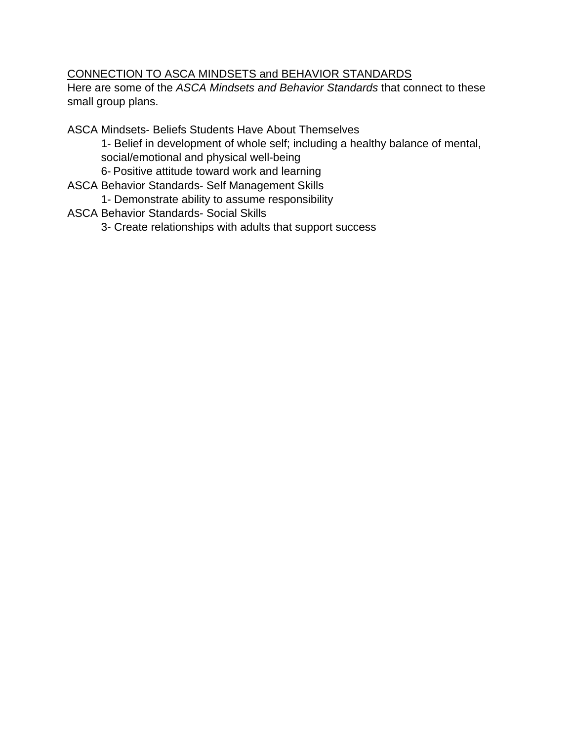<u>CONNECTION TO ASCA MINDSETS and BEHAVIOR STANDARDS</u>

Here are some of the *ASCA Mindsets and Behavior Standards* that connect to these small group plans.

ASCA Mindsets- Beliefs Students Have About Themselves

- 1- Belief in development of whole self; including a healthy balance of mental, social/emotional and physical well-being
- 6- Positive attitude toward work and learning

ASCA Behavior Standards- Self Management Skills

- 1- Demonstrate ability to assume responsibility

ASCA Behavior Standards- Social Skills

- 3- Create relationships with adults that support success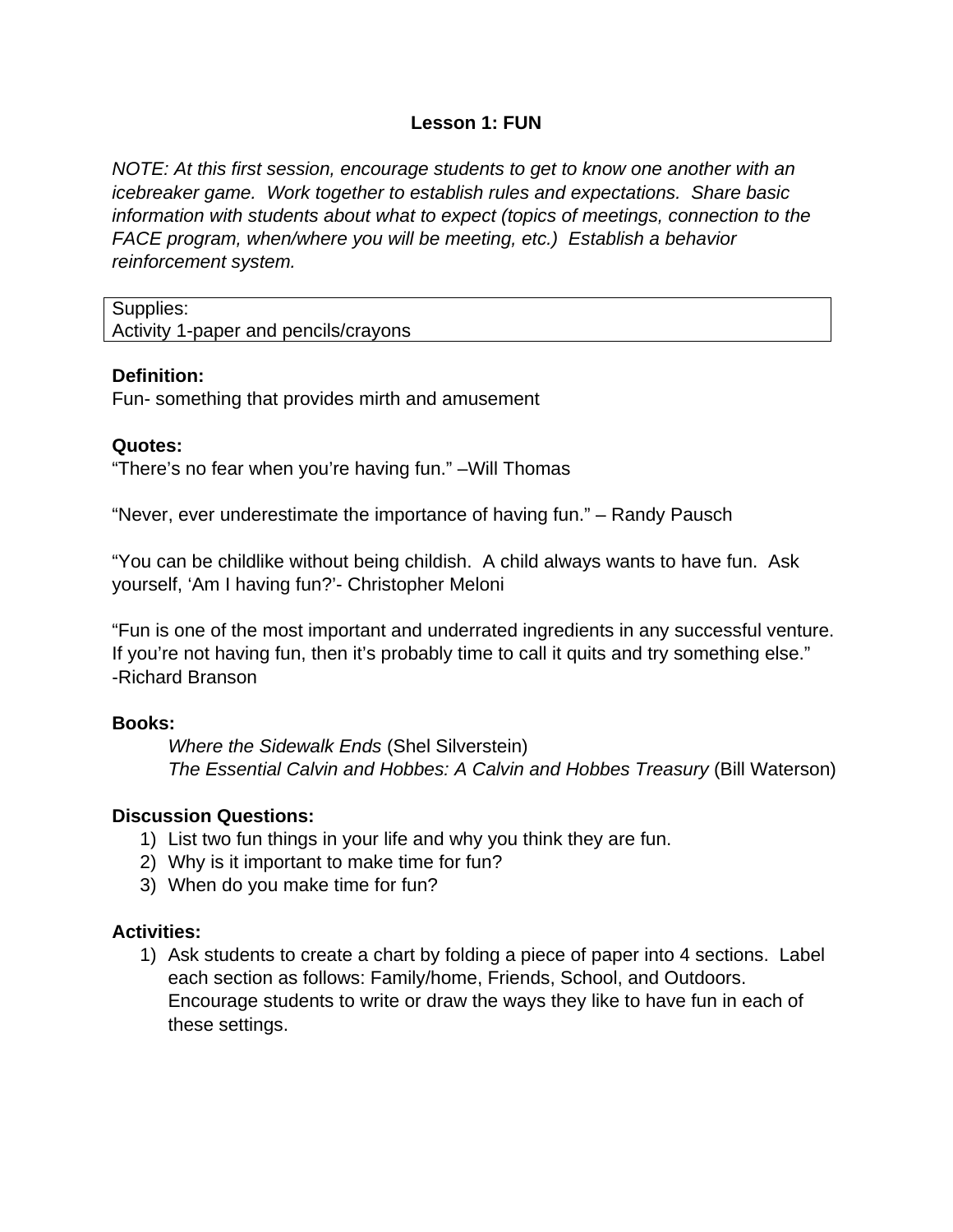# Lesson 1: FUN

*NOTE: At this first session, encourage students to get to know one another with an icebreaker game. Work together to establish rules and expectations. Share basic information with students about what to expect (topics of meetings, connection to the FACE program, when/where you will be meeting, etc.) Establish a behavior reinforcement system.*

| Supplies: |
| --- |
| Activity 1-paper and pencils/crayons |

**Definition:**

Fun- something that provides mirth and amusement

**Quotes:**

"There's no fear when you're having fun." –Will Thomas

"Never, ever underestimate the importance of having fun." – Randy Pausch

"You can be childlike without being childish. A child always wants to have fun. Ask yourself, 'Am I having fun?'- Christopher Meloni

"Fun is one of the most important and underrated ingredients in any successful venture. If you're not having fun, then it's probably time to call it quits and try something else." -Richard Branson

**Books:**

*Where the Sidewalk Ends* (Shel Silverstein)
*The Essential Calvin and Hobbes: A Calvin and Hobbes Treasury* (Bill Waterson)

**Discussion Questions:**

1) List two fun things in your life and why you think they are fun.
2) Why is it important to make time for fun?
3) When do you make time for fun?

**Activities:**

1) Ask students to create a chart by folding a piece of paper into 4 sections. Label each section as follows: Family/home, Friends, School, and Outdoors. Encourage students to write or draw the ways they like to have fun in each of these settings.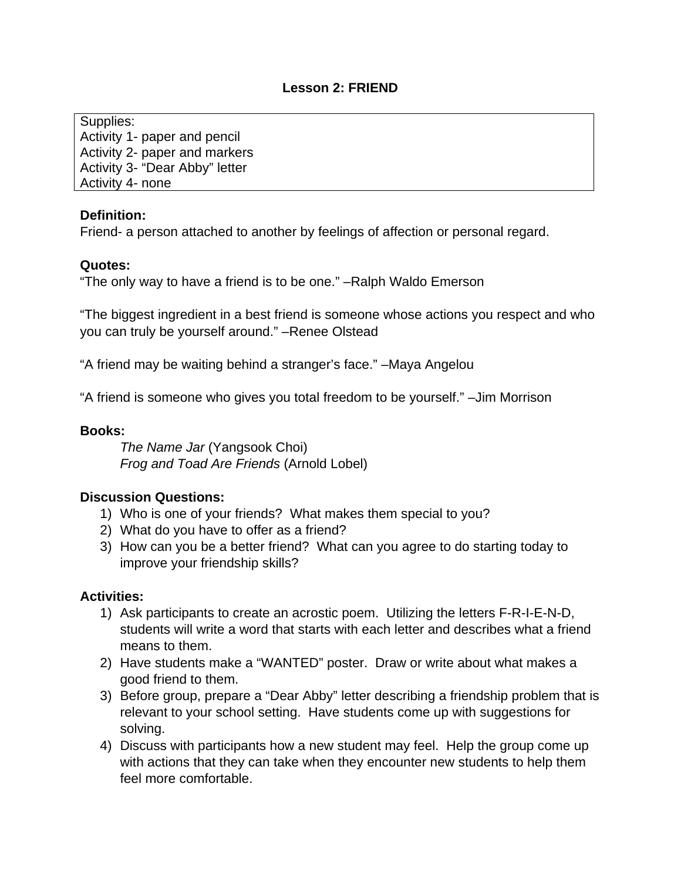## Lesson 2: FRIEND

Supplies:
Activity 1- paper and pencil
Activity 2- paper and markers
Activity 3- "Dear Abby" letter
Activity 4- none

**Definition:**
Friend- a person attached to another by feelings of affection or personal regard.

**Quotes:**
"The only way to have a friend is to be one." –Ralph Waldo Emerson

"The biggest ingredient in a best friend is someone whose actions you respect and who you can truly be yourself around." –Renee Olstead

"A friend may be waiting behind a stranger's face." –Maya Angelou

"A friend is someone who gives you total freedom to be yourself." –Jim Morrison

**Books:**

*The Name Jar* (Yangsook Choi)
*Frog and Toad Are Friends* (Arnold Lobel)

**Discussion Questions:**

1) Who is one of your friends? What makes them special to you?
2) What do you have to offer as a friend?
3) How can you be a better friend? What can you agree to do starting today to improve your friendship skills?

**Activities:**

1) Ask participants to create an acrostic poem. Utilizing the letters F-R-I-E-N-D, students will write a word that starts with each letter and describes what a friend means to them.
2) Have students make a "WANTED" poster. Draw or write about what makes a good friend to them.
3) Before group, prepare a "Dear Abby" letter describing a friendship problem that is relevant to your school setting. Have students come up with suggestions for solving.
4) Discuss with participants how a new student may feel. Help the group come up with actions that they can take when they encounter new students to help them feel more comfortable.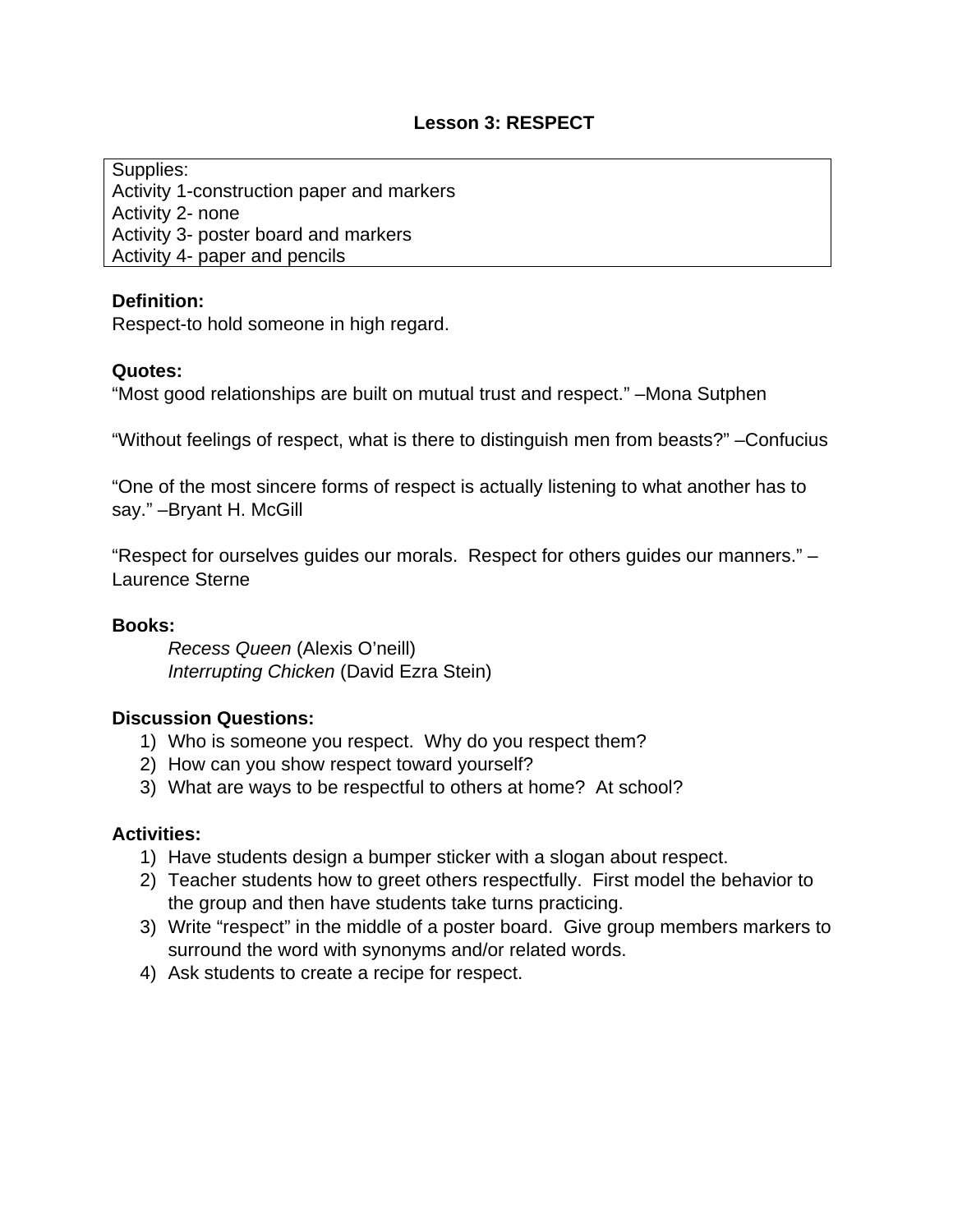# Lesson 3: RESPECT

Supplies:
Activity 1-construction paper and markers
Activity 2- none
Activity 3- poster board and markers
Activity 4- paper and pencils

**Definition:**
Respect-to hold someone in high regard.

**Quotes:**
"Most good relationships are built on mutual trust and respect." –Mona Sutphen

"Without feelings of respect, what is there to distinguish men from beasts?" –Confucius

"One of the most sincere forms of respect is actually listening to what another has to say." –Bryant H. McGill

"Respect for ourselves guides our morals. Respect for others guides our manners." –Laurence Sterne

**Books:**

*Recess Queen* (Alexis O'neill)
*Interrupting Chicken* (David Ezra Stein)

**Discussion Questions:**

1) Who is someone you respect. Why do you respect them?
2) How can you show respect toward yourself?
3) What are ways to be respectful to others at home? At school?

**Activities:**

1) Have students design a bumper sticker with a slogan about respect.
2) Teacher students how to greet others respectfully. First model the behavior to the group and then have students take turns practicing.
3) Write "respect" in the middle of a poster board. Give group members markers to surround the word with synonyms and/or related words.
4) Ask students to create a recipe for respect.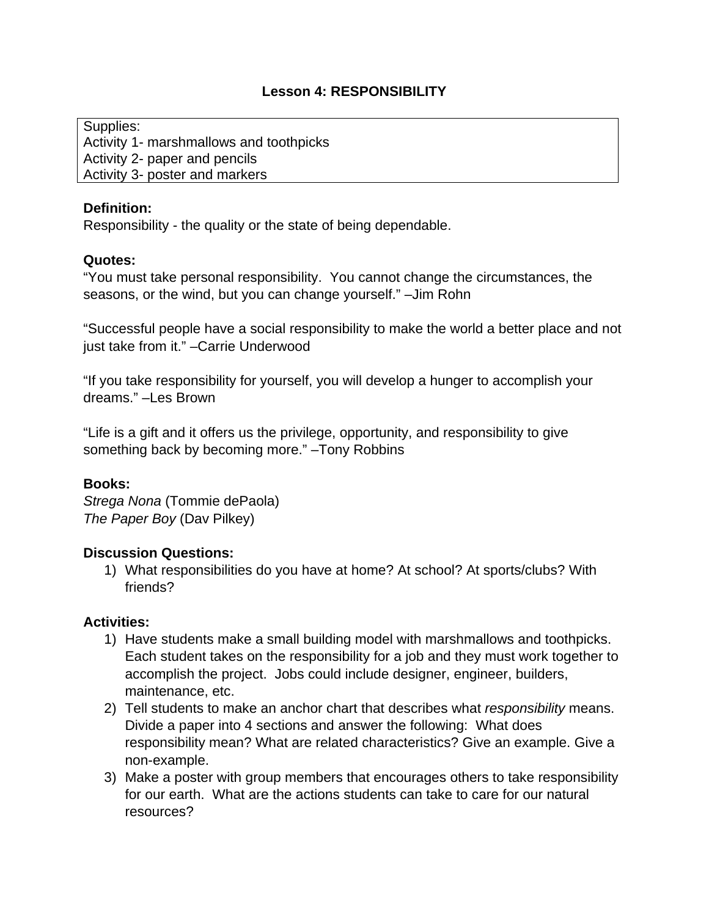# Lesson 4: RESPONSIBILITY

| Supplies: |
|---|
| Activity 1- marshmallows and toothpicks |
| Activity 2- paper and pencils |
| Activity 3- poster and markers |

**Definition:**
Responsibility - the quality or the state of being dependable.

**Quotes:**
"You must take personal responsibility. You cannot change the circumstances, the seasons, or the wind, but you can change yourself." –Jim Rohn

"Successful people have a social responsibility to make the world a better place and not just take from it." –Carrie Underwood

"If you take responsibility for yourself, you will develop a hunger to accomplish your dreams." –Les Brown

"Life is a gift and it offers us the privilege, opportunity, and responsibility to give something back by becoming more." –Tony Robbins

**Books:**
*Strega Nona* (Tommie dePaola)
*The Paper Boy* (Dav Pilkey)

**Discussion Questions:**

1) What responsibilities do you have at home? At school? At sports/clubs? With friends?

**Activities:**

1) Have students make a small building model with marshmallows and toothpicks. Each student takes on the responsibility for a job and they must work together to accomplish the project. Jobs could include designer, engineer, builders, maintenance, etc.
2) Tell students to make an anchor chart that describes what *responsibility* means. Divide a paper into 4 sections and answer the following: What does responsibility mean? What are related characteristics? Give an example. Give a non-example.
3) Make a poster with group members that encourages others to take responsibility for our earth. What are the actions students can take to care for our natural resources?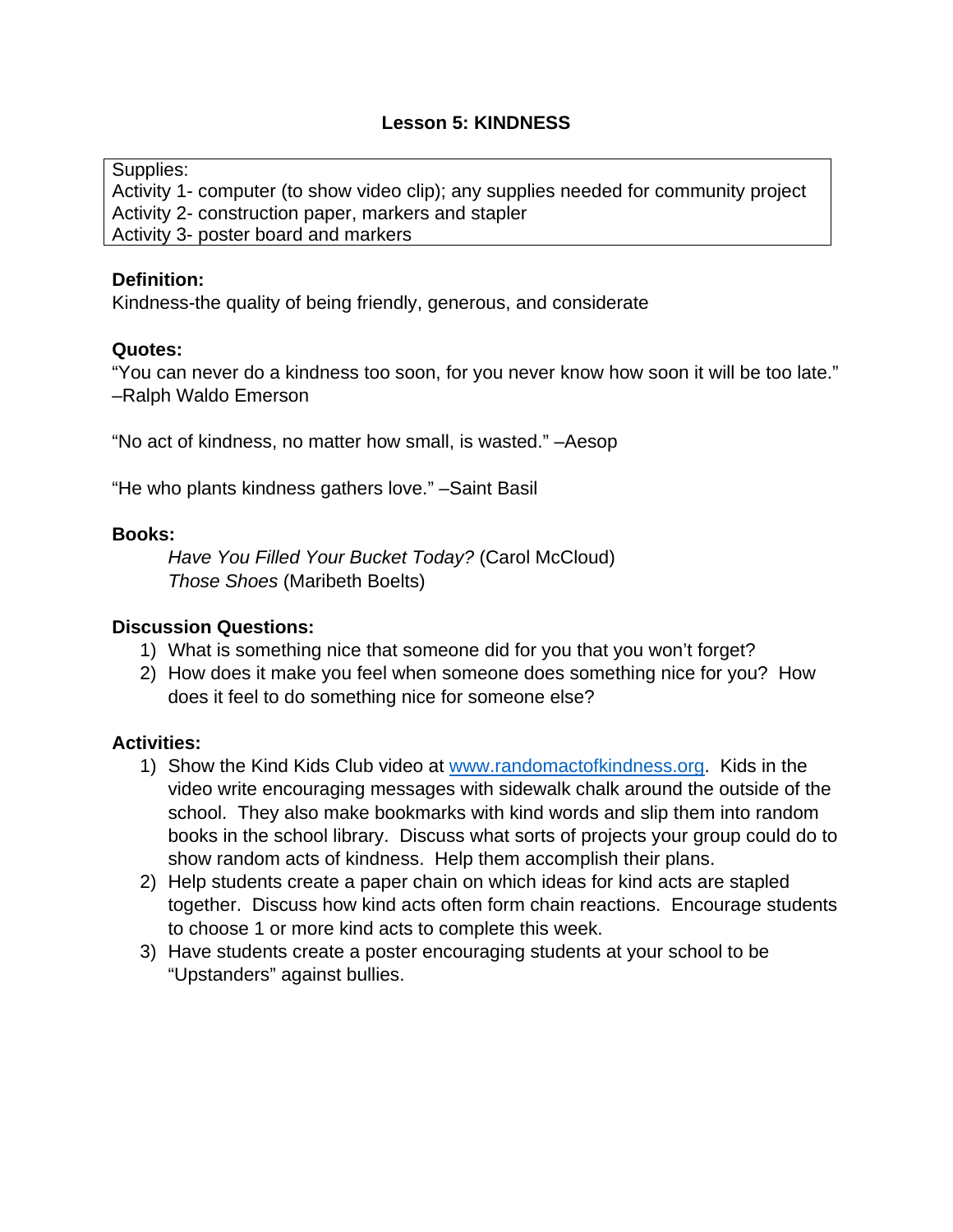## Lesson 5: KINDNESS

Supplies:
Activity 1- computer (to show video clip); any supplies needed for community project
Activity 2- construction paper, markers and stapler
Activity 3- poster board and markers

**Definition:**
Kindness-the quality of being friendly, generous, and considerate

**Quotes:**
"You can never do a kindness too soon, for you never know how soon it will be too late." –Ralph Waldo Emerson

"No act of kindness, no matter how small, is wasted." –Aesop

"He who plants kindness gathers love." –Saint Basil

**Books:**

*Have You Filled Your Bucket Today?* (Carol McCloud)
*Those Shoes* (Maribeth Boelts)

**Discussion Questions:**

1) What is something nice that someone did for you that you won't forget?
2) How does it make you feel when someone does something nice for you? How does it feel to do something nice for someone else?

**Activities:**

1) Show the Kind Kids Club video at [www.randomactofkindness.org](http://www.randomactofkindness.org). Kids in the video write encouraging messages with sidewalk chalk around the outside of the school. They also make bookmarks with kind words and slip them into random books in the school library. Discuss what sorts of projects your group could do to show random acts of kindness. Help them accomplish their plans.
2) Help students create a paper chain on which ideas for kind acts are stapled together. Discuss how kind acts often form chain reactions. Encourage students to choose 1 or more kind acts to complete this week.
3) Have students create a poster encouraging students at your school to be "Upstanders" against bullies.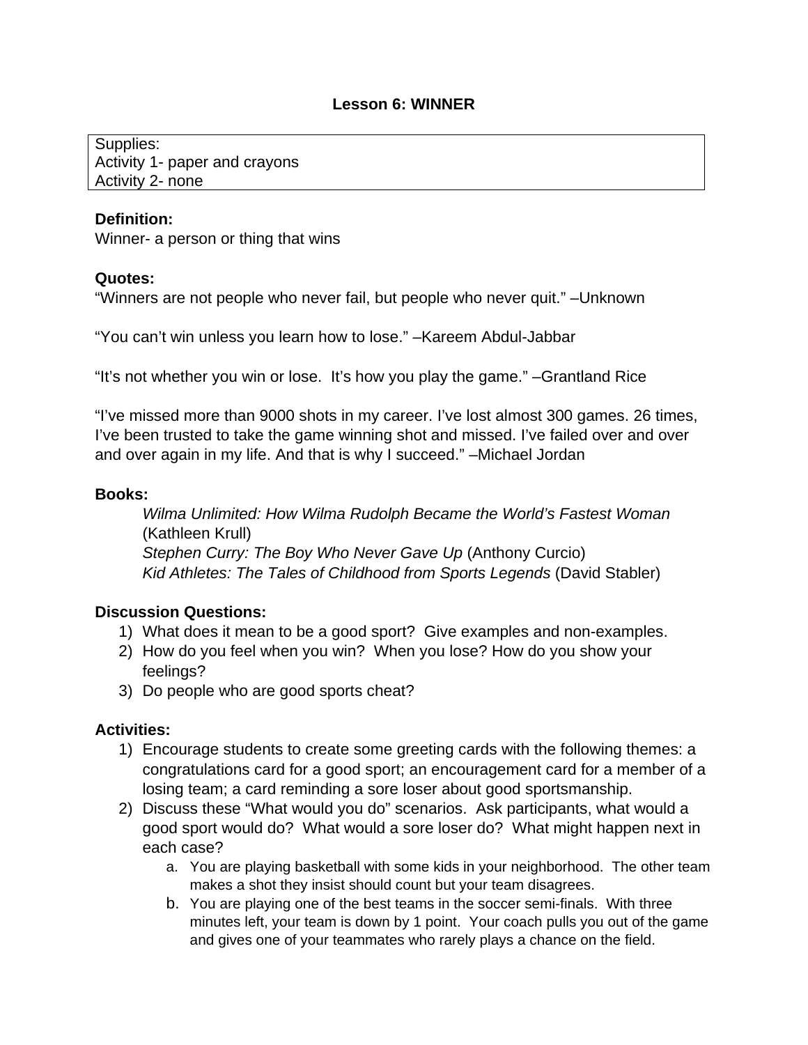# Lesson 6: WINNER

Supplies:
Activity 1- paper and crayons
Activity 2- none

**Definition:**
Winner- a person or thing that wins

**Quotes:**
"Winners are not people who never fail, but people who never quit." –Unknown

"You can't win unless you learn how to lose." –Kareem Abdul-Jabbar

"It's not whether you win or lose. It's how you play the game." –Grantland Rice

"I've missed more than 9000 shots in my career. I've lost almost 300 games. 26 times, I've been trusted to take the game winning shot and missed. I've failed over and over and over again in my life. And that is why I succeed." –Michael Jordan

**Books:**

*Wilma Unlimited: How Wilma Rudolph Became the World's Fastest Woman* (Kathleen Krull)
*Stephen Curry: The Boy Who Never Gave Up* (Anthony Curcio)
*Kid Athletes: The Tales of Childhood from Sports Legends* (David Stabler)

**Discussion Questions:**

1) What does it mean to be a good sport? Give examples and non-examples.
2) How do you feel when you win? When you lose? How do you show your feelings?
3) Do people who are good sports cheat?

**Activities:**

1) Encourage students to create some greeting cards with the following themes: a congratulations card for a good sport; an encouragement card for a member of a losing team; a card reminding a sore loser about good sportsmanship.
2) Discuss these "What would you do" scenarios. Ask participants, what would a good sport would do? What would a sore loser do? What might happen next in each case?
   a. You are playing basketball with some kids in your neighborhood. The other team makes a shot they insist should count but your team disagrees.
   b. You are playing one of the best teams in the soccer semi-finals. With three minutes left, your team is down by 1 point. Your coach pulls you out of the game and gives one of your teammates who rarely plays a chance on the field.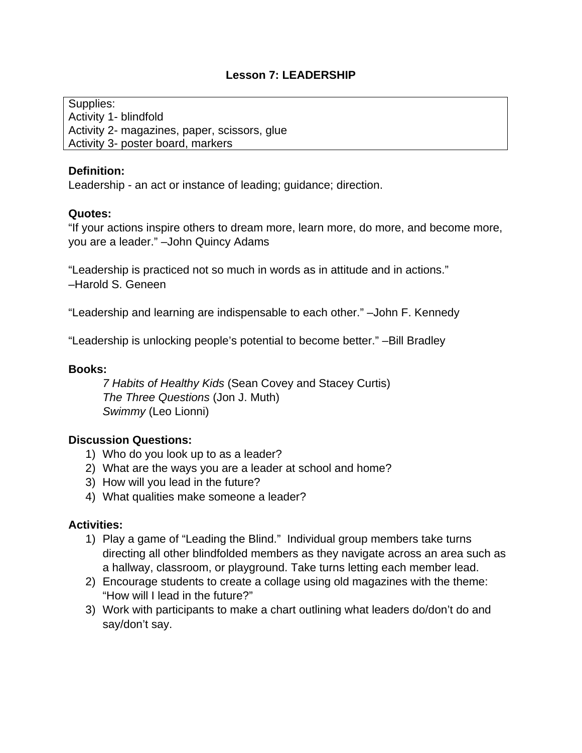# Lesson 7: LEADERSHIP

| Supplies: |
|---|
| Activity 1- blindfold |
| Activity 2- magazines, paper, scissors, glue |
| Activity 3- poster board, markers |

**Definition:**
Leadership - an act or instance of leading; guidance; direction.

**Quotes:**
"If your actions inspire others to dream more, learn more, do more, and become more, you are a leader." –John Quincy Adams

"Leadership is practiced not so much in words as in attitude and in actions." –Harold S. Geneen

"Leadership and learning are indispensable to each other." –John F. Kennedy

"Leadership is unlocking people's potential to become better." –Bill Bradley

**Books:**

*7 Habits of Healthy Kids* (Sean Covey and Stacey Curtis)
*The Three Questions* (Jon J. Muth)
*Swimmy* (Leo Lionni)

**Discussion Questions:**

1) Who do you look up to as a leader?
2) What are the ways you are a leader at school and home?
3) How will you lead in the future?
4) What qualities make someone a leader?

**Activities:**

1) Play a game of "Leading the Blind." Individual group members take turns directing all other blindfolded members as they navigate across an area such as a hallway, classroom, or playground. Take turns letting each member lead.
2) Encourage students to create a collage using old magazines with the theme: "How will I lead in the future?"
3) Work with participants to make a chart outlining what leaders do/don't do and say/don't say.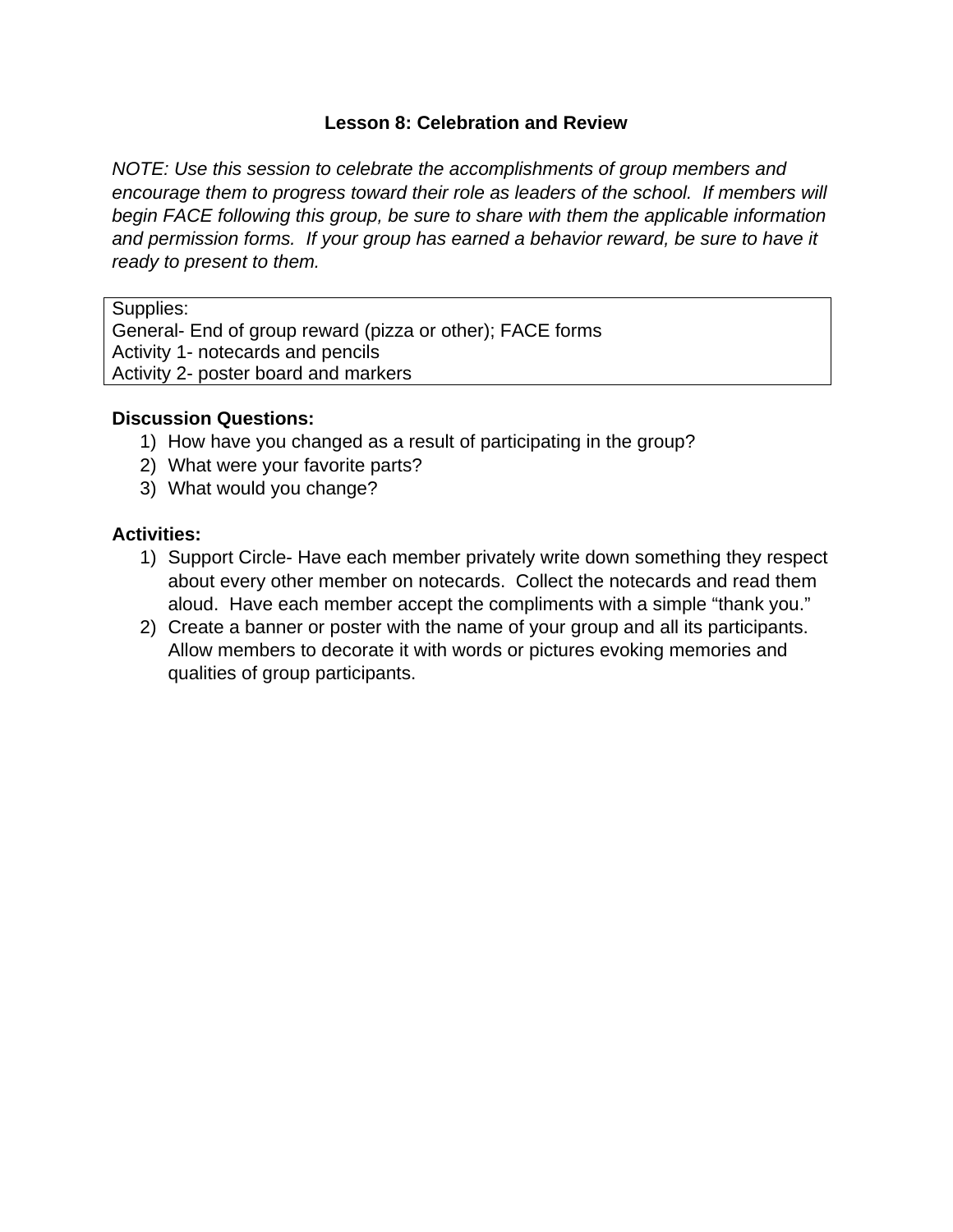**Lesson 8: Celebration and Review**

*NOTE: Use this session to celebrate the accomplishments of group members and encourage them to progress toward their role as leaders of the school. If members will begin FACE following this group, be sure to share with them the applicable information and permission forms. If your group has earned a behavior reward, be sure to have it ready to present to them.*

| |
|---|
| Supplies:<br>General- End of group reward (pizza or other); FACE forms<br>Activity 1- notecards and pencils<br>Activity 2- poster board and markers |

**Discussion Questions:**

1) How have you changed as a result of participating in the group?
2) What were your favorite parts?
3) What would you change?

**Activities:**

1) Support Circle- Have each member privately write down something they respect about every other member on notecards. Collect the notecards and read them aloud. Have each member accept the compliments with a simple "thank you."
2) Create a banner or poster with the name of your group and all its participants. Allow members to decorate it with words or pictures evoking memories and qualities of group participants.